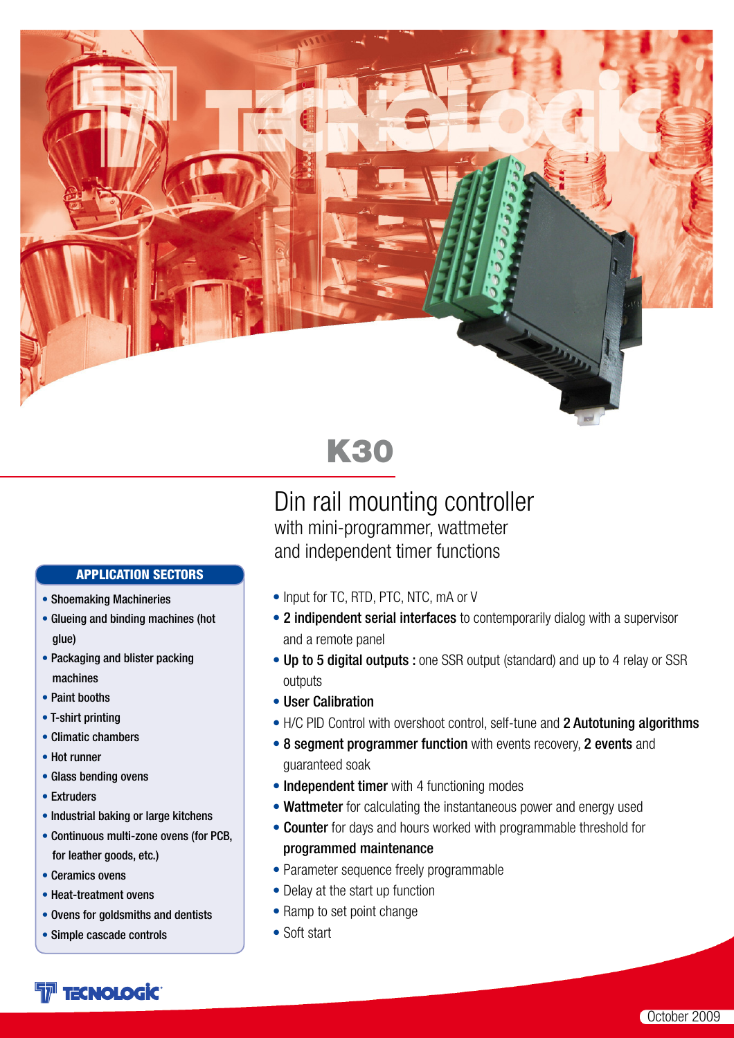# K30

## Din rail mounting controller

with mini-programmer, wattmeter
and independent timer functions

- Input for TC, RTD, PTC, NTC, mA or V
- **2 indipendent serial interfaces** to contemporarily dialog with a supervisor and a remote panel
- **Up to 5 digital outputs :** one SSR output (standard) and up to 4 relay or SSR outputs
- **User Calibration**
- H/C PID Control with overshoot control, self-tune and **2 Autotuning algorithms**
- **8 segment programmer function** with events recovery, **2 events** and guaranteed soak
- **Independent timer** with 4 functioning modes
- **Wattmeter** for calculating the instantaneous power and energy used
- **Counter** for days and hours worked with programmable threshold for **programmed maintenance**
- Parameter sequence freely programmable
- Delay at the start up function
- Ramp to set point change
- Soft start

### APPLICATION SECTORS

- Shoemaking Machineries
- Glueing and binding machines (hot glue)
- Packaging and blister packing machines
- Paint booths
- T-shirt printing
- Climatic chambers
- Hot runner
- Glass bending ovens
- Extruders
- Industrial baking or large kitchens
- Continuous multi-zone ovens (for PCB, for leather goods, etc.)
- Ceramics ovens
- Heat-treatment ovens
- Ovens for goldsmiths and dentists
- Simple cascade controls

October 2009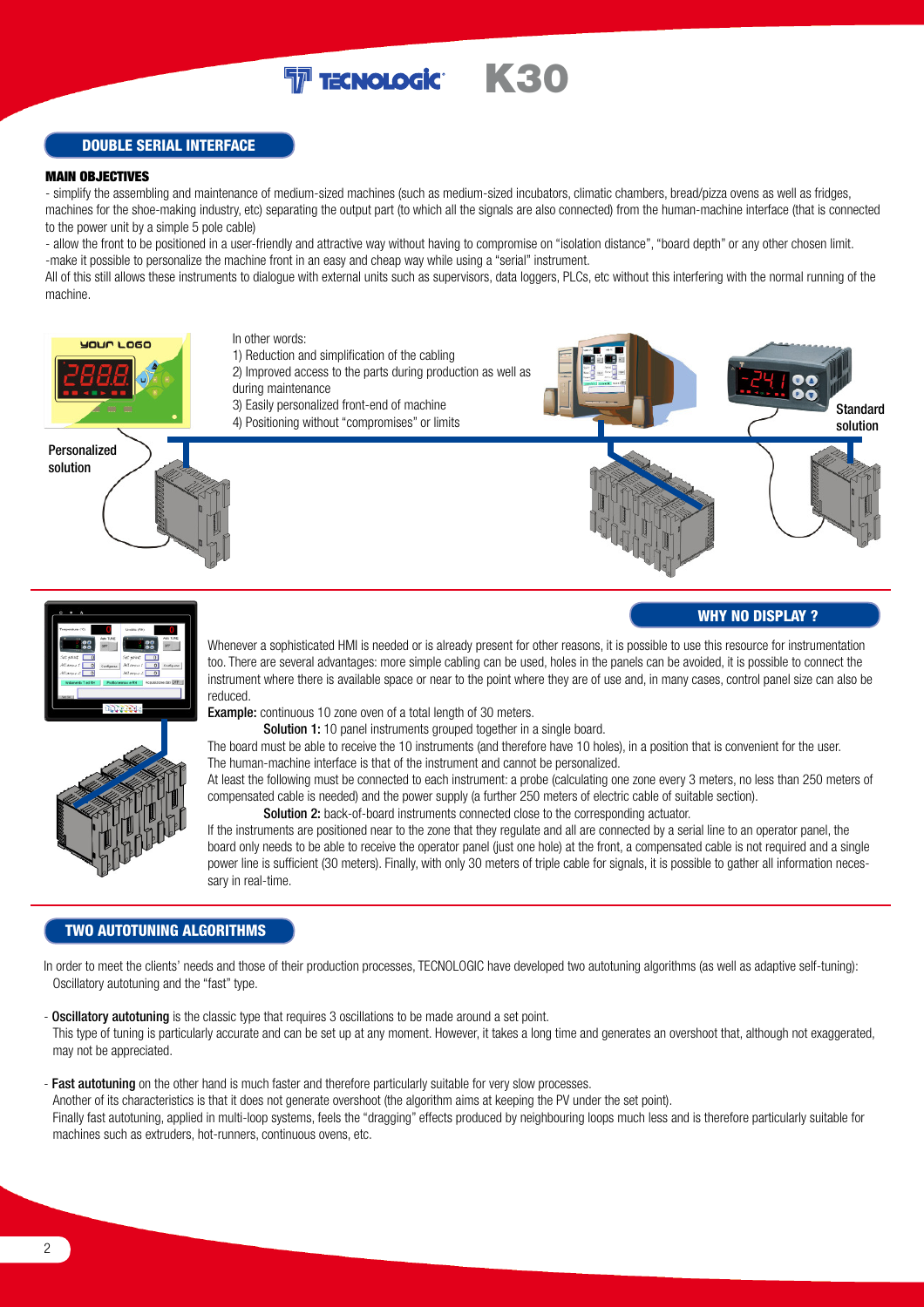## DOUBLE SERIAL INTERFACE

### MAIN OBJECTIVES

- simplify the assembling and maintenance of medium-sized machines (such as medium-sized incubators, climatic chambers, bread/pizza ovens as well as fridges, machines for the shoe-making industry, etc) separating the output part (to which all the signals are also connected) from the human-machine interface (that is connected to the power unit by a simple 5 pole cable)
- allow the front to be positioned in a user-friendly and attractive way without having to compromise on "isolation distance", "board depth" or any other chosen limit.
- make it possible to personalize the machine front in an easy and cheap way while using a "serial" instrument.

All of this still allows these instruments to dialogue with external units such as supervisors, data loggers, PLCs, etc without this interfering with the normal running of the machine.

In other words:
1) Reduction and simplification of the cabling
2) Improved access to the parts during production as well as during maintenance
3) Easily personalized front-end of machine
4) Positioning without "compromises" or limits

Personalized solution

Standard solution

## WHY NO DISPLAY ?

Whenever a sophisticated HMI is needed or is already present for other reasons, it is possible to use this resource for instrumentation too. There are several advantages: more simple cabling can be used, holes in the panels can be avoided, it is possible to connect the instrument where there is available space or near to the point where they are of use and, in many cases, control panel size can also be reduced.

**Example:** continuous 10 zone oven of a total length of 30 meters.

**Solution 1:** 10 panel instruments grouped together in a single board.

The board must be able to receive the 10 instruments (and therefore have 10 holes), in a position that is convenient for the user.
The human-machine interface is that of the instrument and cannot be personalized.
At least the following must be connected to each instrument: a probe (calculating one zone every 3 meters, no less than 250 meters of compensated cable is needed) and the power supply (a further 250 meters of electric cable of suitable section).

**Solution 2:** back-of-board instruments connected close to the corresponding actuator.

If the instruments are positioned near to the zone that they regulate and all are connected by a serial line to an operator panel, the board only needs to be able to receive the operator panel (just one hole) at the front, a compensated cable is not required and a single power line is sufficient (30 meters). Finally, with only 30 meters of triple cable for signals, it is possible to gather all information necessary in real-time.

## TWO AUTOTUNING ALGORITHMS

In order to meet the clients' needs and those of their production processes, TECNOLOGIC have developed two autotuning algorithms (as well as adaptive self-tuning): Oscillatory autotuning and the "fast" type.

- **Oscillatory autotuning** is the classic type that requires 3 oscillations to be made around a set point.
  This type of tuning is particularly accurate and can be set up at any moment. However, it takes a long time and generates an overshoot that, although not exaggerated, may not be appreciated.

- **Fast autotuning** on the other hand is much faster and therefore particularly suitable for very slow processes.
  Another of its characteristics is that it does not generate overshoot (the algorithm aims at keeping the PV under the set point).
  Finally fast autotuning, applied in multi-loop systems, feels the "dragging" effects produced by neighbouring loops much less and is therefore particularly suitable for machines such as extruders, hot-runners, continuous ovens, etc.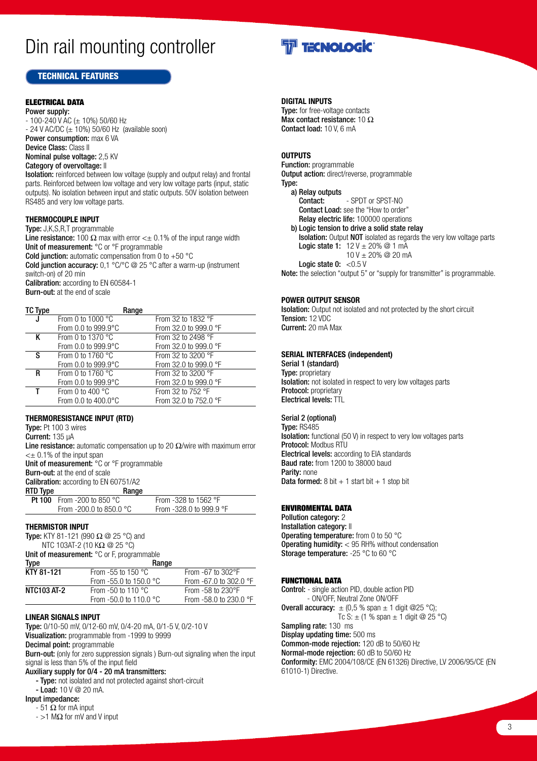# Din rail mounting controller

TECNOLOGIC

## TECHNICAL FEATURES

### ELECTRICAL DATA

**Power supply:**
- 100-240 V AC (± 10%) 50/60 Hz
- 24 V AC/DC (± 10%) 50/60 Hz (available soon)

**Power consumption:** max 6 VA
**Device Class:** Class II
**Nominal pulse voltage:** 2,5 KV
**Category of overvoltage:** II
**Isolation:** reinforced between low voltage (supply and output relay) and frontal parts. Reinforced between low voltage and very low voltage parts (input, static outputs). No isolation between input and static outputs. 50V isolation between RS485 and very low voltage parts.

### THERMOCOUPLE INPUT

**Type:** J,K,S,R,T programmable
**Line resistance:** 100 Ω max with error <± 0.1% of the input range width
**Unit of measurement:** °C or °F programmable
**Cold junction:** automatic compensation from 0 to +50 °C
**Cold junction accuracy:** 0,1 °C/°C @ 25 °C after a warm-up (instrument switch-on) of 20 min
**Calibration:** according to EN 60584-1
**Burn-out:** at the end of scale

| TC Type | Range | |
|---|---|---|
| J | From 0 to 1000 °C | From 32 to 1832 °F |
| | From 0.0 to 999.9°C | From 32.0 to 999.0 °F |
| K | From 0 to 1370 °C | From 32 to 2498 °F |
| | From 0.0 to 999.9°C | From 32.0 to 999.0 °F |
| S | From 0 to 1760 °C | From 32 to 3200 °F |
| | From 0.0 to 999.9°C | From 32.0 to 999.0 °F |
| R | From 0 to 1760 °C | From 32 to 3200 °F |
| | From 0.0 to 999.9°C | From 32.0 to 999.0 °F |
| T | From 0 to 400 °C | From 32 to 752 °F |
| | From 0.0 to 400.0°C | From 32.0 to 752.0 °F |

### THERMORESISTANCE INPUT (RTD)

**Type:** Pt 100 3 wires
**Current:** 135 μA
**Line resistance:** automatic compensation up to 20 Ω/wire with maximum error <± 0.1% of the input span
**Unit of measurement:** °C or °F programmable
**Burn-out:** at the end of scale
**Calibration:** according to EN 60751/A2

| RTD Type | Range | |
|---|---|---|
| Pt 100 | From -200 to 850 °C | From -328 to 1562 °F |
| | From -200.0 to 850.0 °C | From -328.0 to 999.9 °F |

### THERMISTOR INPUT

**Type:** KTY 81-121 (990 Ω @ 25 °C) and NTC 103AT-2 (10 KΩ @ 25 °C)
**Unit of measurement:** °C or F, programmable

| Type | Range | |
|---|---|---|
| KTY 81-121 | From -55 to 150 °C | From -67 to 302°F |
| | From -55.0 to 150.0 °C | From -67.0 to 302.0 °F |
| NTC103 AT-2 | From -50 to 110 °C | From -58 to 230°F |
| | From -50.0 to 110.0 °C | From -58.0 to 230.0 °F |

### LINEAR SIGNALS INPUT

**Type:** 0/10-50 mV, 0/12-60 mV, 0/4-20 mA, 0/1-5 V, 0/2-10 V
**Visualization:** programmable from -1999 to 9999
**Decimal point:** programmable
**Burn-out:** (only for zero suppression signals ) Burn-out signaling when the input signal is less than 5% of the input field
**Auxiliary supply for 0/4 - 20 mA transmitters:**
- **Type:** not isolated and not protected against short-circuit
- **Load:** 10 V @ 20 mA.

**Input impedance:**
- 51 Ω for mA input
- >1 MΩ for mV and V input

### DIGITAL INPUTS

**Type:** for free-voltage contacts
**Max contact resistance:** 10 Ω
**Contact load:** 10 V, 6 mA

### OUTPUTS

**Function:** programmable
**Output action:** direct/reverse, programmable
**Type:**

a) **Relay outputs**
   - **Contact:** - SPDT or SPST-NO
   - **Contact Load:** see the "How to order"
   - **Relay electric life:** 100000 operations

b) **Logic tension to drive a solid state relay**
   - **Isolation:** Output **NOT** isolated as regards the very low voltage parts
   - **Logic state 1:** 12 V ± 20% @ 1 mA; 10 V ± 20% @ 20 mA
   - **Logic state 0:** <0.5 V

**Note:** the selection "output 5" or "supply for transmitter" is programmable.

### POWER OUTPUT SENSOR

**Isolation:** Output not isolated and not protected by the short circuit
**Tension:** 12 VDC
**Current:** 20 mA Max

### SERIAL INTERFACES (independent)

**Serial 1 (standard)**
**Type:** proprietary
**Isolation:** not isolated in respect to very low voltages parts
**Protocol:** proprietary
**Electrical levels:** TTL

**Serial 2 (optional)**
**Type:** RS485
**Isolation:** functional (50 V) in respect to very low voltages parts
**Protocol:** Modbus RTU
**Electrical levels:** according to EIA standards
**Baud rate:** from 1200 to 38000 baud
**Parity:** none
**Data formed:** 8 bit + 1 start bit + 1 stop bit

### ENVIROMENTAL DATA

**Pollution category:** 2
**Installation category:** II
**Operating temperature:** from 0 to 50 °C
**Operating humidity:** < 95 RH% without condensation
**Storage temperature:** -25 °C to 60 °C

### FUNCTIONAL DATA

**Control:**
- single action PID, double action PID
- ON/OFF, Neutral Zone ON/OFF

**Overall accuracy:** ± (0,5 % span ± 1 digit @25 °C); Tc S: ± (1 % span ± 1 digit @ 25 °C)
**Sampling rate:** 130 ms
**Display updating time:** 500 ms
**Common-mode rejection:** 120 dB to 50/60 Hz
**Normal-mode rejection:** 60 dB to 50/60 Hz
**Conformity:** EMC 2004/108/CE (EN 61326) Directive, LV 2006/95/CE (EN 61010-1) Directive.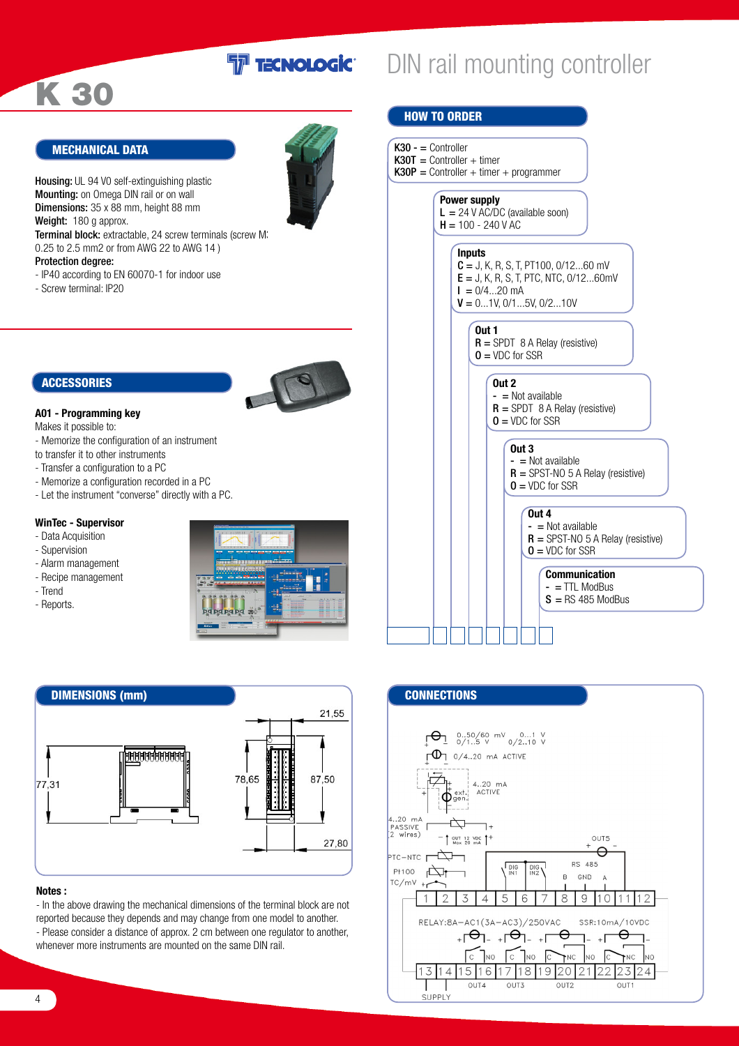# K 30

TECNOLOGIC

DIN rail mounting controller

## MECHANICAL DATA

**Housing:** UL 94 V0 self-extinguishing plastic
**Mounting:** on Omega DIN rail or on wall
**Dimensions:** 35 x 88 mm, height 88 mm
**Weight:** 180 g approx.
**Terminal block:** extractable, 24 screw terminals (screw M: 0.25 to 2.5 mm2 or from AWG 22 to AWG 14 )
**Protection degree:**
- IP40 according to EN 60070-1 for indoor use
- Screw terminal: IP20

## ACCESSORIES

**A01 - Programming key**
Makes it possible to:
- Memorize the configuration of an instrument to transfer it to other instruments
- Transfer a configuration to a PC
- Memorize a configuration recorded in a PC
- Let the instrument "converse" directly with a PC.

**WinTec - Supervisor**
- Data Acquisition
- Supervision
- Alarm management
- Recipe management
- Trend
- Reports.

## HOW TO ORDER

**K30 -** = Controller
**K30T** = Controller + timer
**K30P** = Controller + timer + programmer

**Power supply**
**L** = 24 V AC/DC (available soon)
**H** = 100 - 240 V AC

**Inputs**
**C** = J, K, R, S, T, PT100, 0/12...60 mV
**E** = J, K, R, S, T, PTC, NTC, 0/12...60mV
**I** = 0/4...20 mA
**V** = 0...1V, 0/1...5V, 0/2...10V

**Out 1**
**R** = SPDT 8 A Relay (resistive)
**O** = VDC for SSR

**Out 2**
**-** = Not available
**R** = SPDT 8 A Relay (resistive)
**O** = VDC for SSR

**Out 3**
**-** = Not available
**R** = SPST-NO 5 A Relay (resistive)
**O** = VDC for SSR

**Out 4**
**-** = Not available
**R** = SPST-NO 5 A Relay (resistive)
**O** = VDC for SSR

**Communication**
**-** = TTL ModBus
**S** = RS 485 ModBus

## DIMENSIONS (mm)

21,55
77,31
78,65
87,50
27,80

**Notes :**
- In the above drawing the mechanical dimensions of the terminal block are not reported because they depends and may change from one model to another.
- Please consider a distance of approx. 2 cm between one regulator to another, whenever more instruments are mounted on the same DIN rail.

## CONNECTIONS

0..50/60 mV 0/1..5 V
0...1 V 0/2..10 V
0/4..20 mA ACTIVE
4..20 mA ACTIVE
ext. gen.
4..20 mA PASSIVE (2 wires)
OUT 12 VDC Max 20 mA
OUT5
PTC–NTC
Pt100
TC/mV
DIG IN1
DIG IN2
RS 485
B GND A
1 2 3 4 5 6 7 8 9 10 11 12
RELAY:8A–AC1(3A–AC3)/250VAC
SSR:10mA/10VDC
C NO C NO C NC NO C NC NO
13 14 15 16 17 18 19 20 21 22 23 24
SUPPLY
OUT4 OUT3 OUT2 OUT1